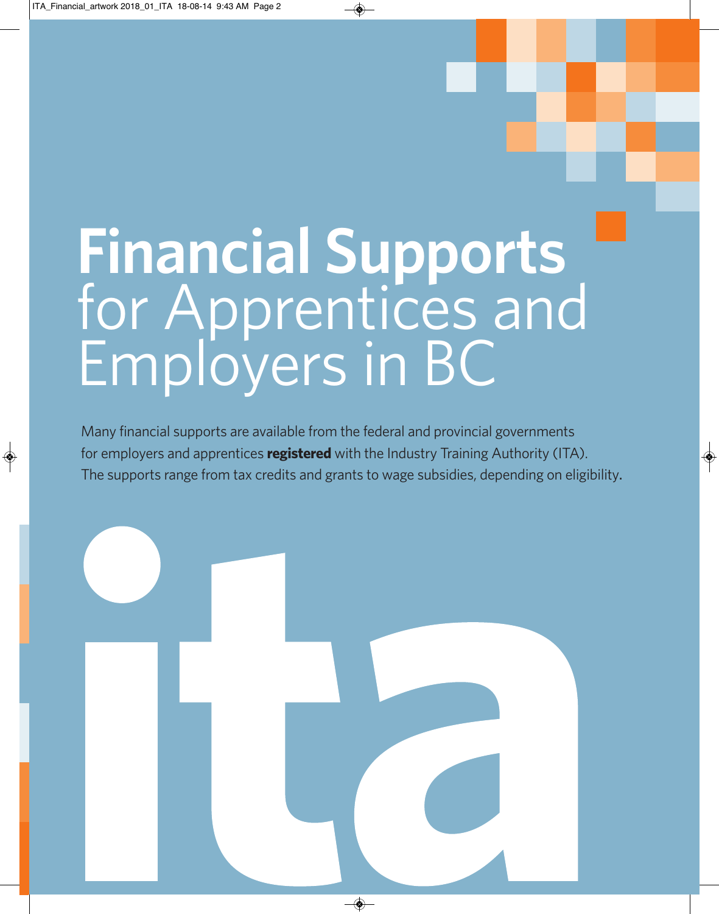# **Financial Supports** for Apprentices and Employers in BC

Many financial supports are available from the federal and provincial governments for employers and apprentices **registered** with the Industry Training Authority (ITA). The supports range from tax credits and grants to wage subsidies, depending on eligibility.

ita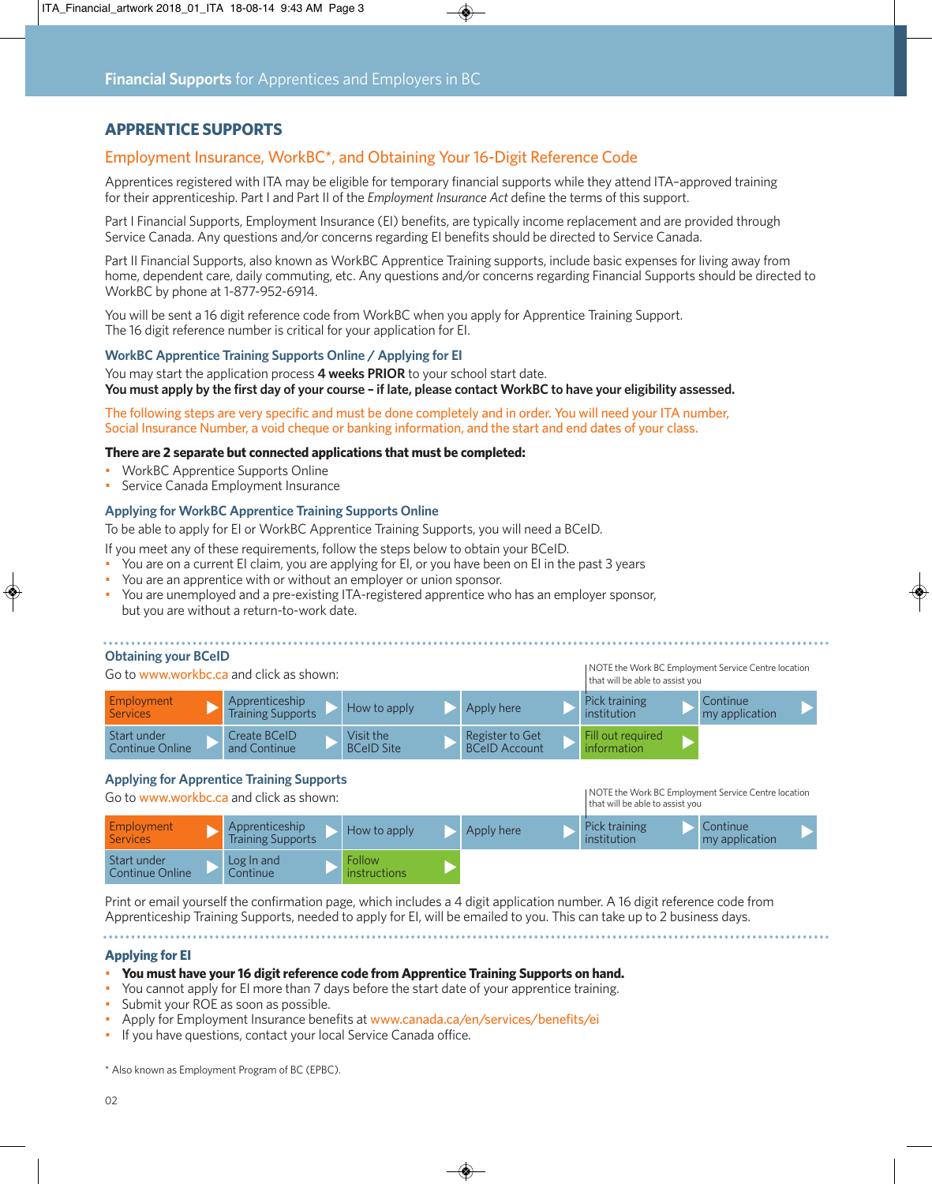## APPRENTICE SUPPORTS

### Employment Insurance, WorkBC*, and Obtaining Your 16-Digit Reference Code

Apprentices registered with ITA may be eligible for temporary financial supports while they attend ITA-approved training for their apprenticeship. Part I and Part II of the *Employment Insurance Act* define the terms of this support.

Part I Financial Supports, Employment Insurance (EI) benefits, are typically income replacement and are provided through Service Canada. Any questions and/or concerns regarding EI benefits should be directed to Service Canada.

Part II Financial Supports, also known as WorkBC Apprentice Training supports, include basic expenses for living away from home, dependent care, daily commuting, etc. Any questions and/or concerns regarding Financial Supports should be directed to WorkBC by phone at 1-877-952-6914.

You will be sent a 16 digit reference code from WorkBC when you apply for Apprentice Training Support. The 16 digit reference number is critical for your application for EI.

#### WorkBC Apprentice Training Supports Online / Applying for EI

You may start the application process **4 weeks PRIOR** to your school start date.
**You must apply by the first day of your course – if late, please contact WorkBC to have your eligibility assessed.**

The following steps are very specific and must be done completely and in order. You will need your ITA number, Social Insurance Number, a void cheque or banking information, and the start and end dates of your class.

**There are 2 separate but connected applications that must be completed:**

- WorkBC Apprentice Supports Online
- Service Canada Employment Insurance

#### Applying for WorkBC Apprentice Training Supports Online

To be able to apply for EI or WorkBC Apprentice Training Supports, you will need a BCeID.

If you meet any of these requirements, follow the steps below to obtain your BCeID.

- You are on a current EI claim, you are applying for EI, or you have been on EI in the past 3 years
- You are an apprentice with or without an employer or union sponsor.
- You are unemployed and a pre-existing ITA-registered apprentice who has an employer sponsor, but you are without a return-to-work date.

#### Obtaining your BCeID

Go to www.workbc.ca and click as shown:

NOTE the Work BC Employment Service Centre location that will be able to assist you

Employment Services ▶ Apprenticeship Training Supports ▶ How to apply ▶ Apply here ▶ Pick training institution ▶ Continue my application ▶

Start under Continue Online ▶ Create BCeID and Continue ▶ Visit the BCeID Site ▶ Register to Get BCeID Account ▶ Fill out required information ▶

#### Applying for Apprentice Training Supports

Go to www.workbc.ca and click as shown:

NOTE the Work BC Employment Service Centre location that will be able to assist you

Employment Services ▶ Apprenticeship Training Supports ▶ How to apply ▶ Apply here ▶ Pick training institution ▶ Continue my application ▶

Start under Continue Online ▶ Log In and Continue ▶ Follow instructions ▶

Print or email yourself the confirmation page, which includes a 4 digit application number. A 16 digit reference code from Apprenticeship Training Supports, needed to apply for EI, will be emailed to you. This can take up to 2 business days.

#### Applying for EI

- **You must have your 16 digit reference code from Apprentice Training Supports on hand.**
- You cannot apply for EI more than 7 days before the start date of your apprentice training.
- Submit your ROE as soon as possible.
- Apply for Employment Insurance benefits at www.canada.ca/en/services/benefits/ei
- If you have questions, contact your local Service Canada office.

* Also known as Employment Program of BC (EPBC).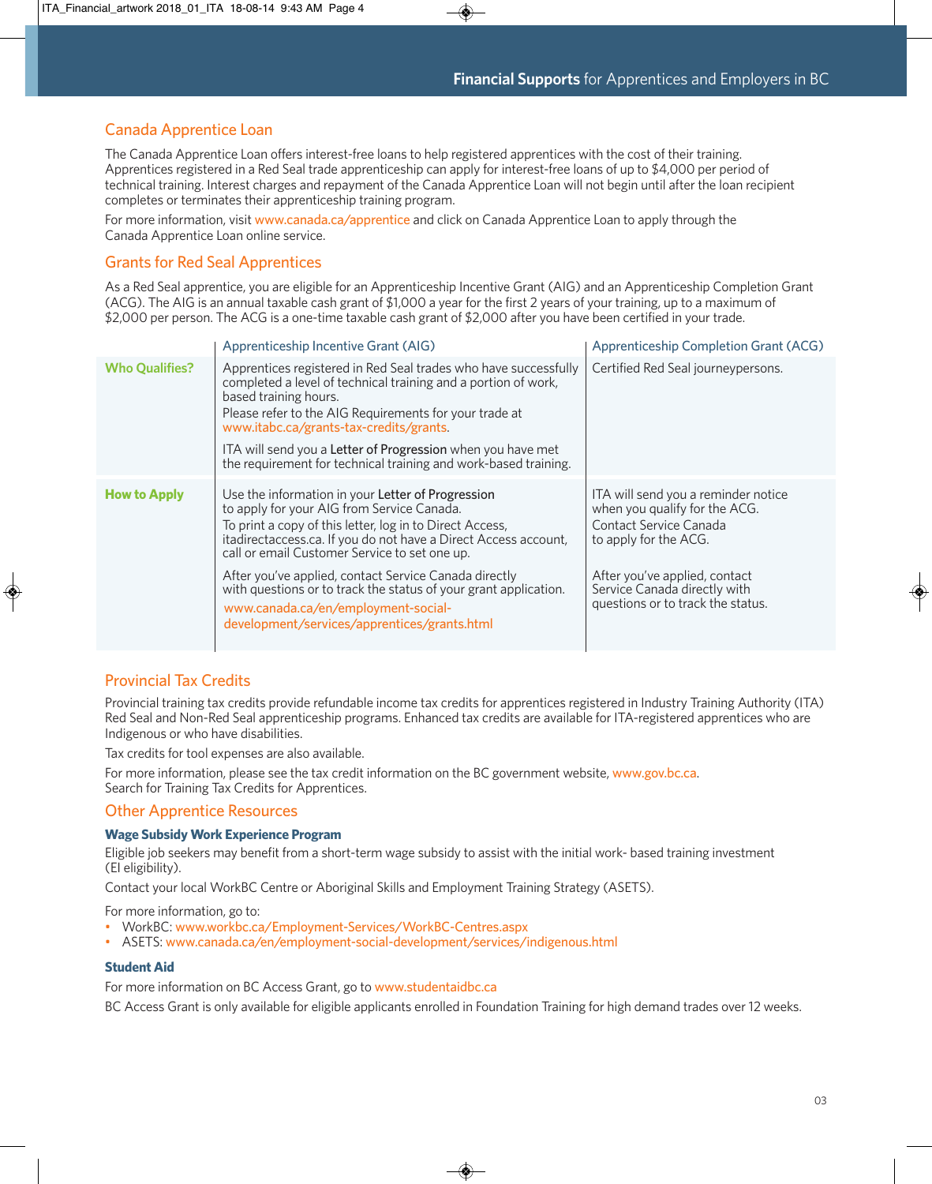## Canada Apprentice Loan

The Canada Apprentice Loan offers interest-free loans to help registered apprentices with the cost of their training. Apprentices registered in a Red Seal trade apprenticeship can apply for interest-free loans of up to $4,000 per period of technical training. Interest charges and repayment of the Canada Apprentice Loan will not begin until after the loan recipient completes or terminates their apprenticeship training program.

For more information, visit www.canada.ca/apprentice and click on Canada Apprentice Loan to apply through the Canada Apprentice Loan online service.

## Grants for Red Seal Apprentices

As a Red Seal apprentice, you are eligible for an Apprenticeship Incentive Grant (AIG) and an Apprenticeship Completion Grant (ACG). The AIG is an annual taxable cash grant of $1,000 a year for the first 2 years of your training, up to a maximum of $2,000 per person. The ACG is a one-time taxable cash grant of $2,000 after you have been certified in your trade.

| | Apprenticeship Incentive Grant (AIG) | Apprenticeship Completion Grant (ACG) |
|---|---|---|
| **Who Qualifies?** | Apprentices registered in Red Seal trades who have successfully completed a level of technical training and a portion of work, based training hours.<br>Please refer to the AIG Requirements for your trade at www.itabc.ca/grants-tax-credits/grants.<br><br>ITA will send you a **Letter of Progression** when you have met the requirement for technical training and work-based training. | Certified Red Seal journeypersons. |
| **How to Apply** | Use the information in your **Letter of Progression** to apply for your AIG from Service Canada.<br>To print a copy of this letter, log in to Direct Access, itadirectaccess.ca. If you do not have a Direct Access account, call or email Customer Service to set one up.<br><br>After you've applied, contact Service Canada directly with questions or to track the status of your grant application.<br>www.canada.ca/en/employment-social-development/services/apprentices/grants.html | ITA will send you a reminder notice when you qualify for the ACG.<br>Contact Service Canada to apply for the ACG.<br><br>After you've applied, contact Service Canada directly with questions or to track the status. |

## Provincial Tax Credits

Provincial training tax credits provide refundable income tax credits for apprentices registered in Industry Training Authority (ITA) Red Seal and Non-Red Seal apprenticeship programs. Enhanced tax credits are available for ITA-registered apprentices who are Indigenous or who have disabilities.

Tax credits for tool expenses are also available.

For more information, please see the tax credit information on the BC government website, www.gov.bc.ca. Search for Training Tax Credits for Apprentices.

## Other Apprentice Resources

### Wage Subsidy Work Experience Program

Eligible job seekers may benefit from a short-term wage subsidy to assist with the initial work- based training investment (EI eligibility).

Contact your local WorkBC Centre or Aboriginal Skills and Employment Training Strategy (ASETS).

For more information, go to:

- WorkBC: www.workbc.ca/Employment-Services/WorkBC-Centres.aspx
- ASETS: www.canada.ca/en/employment-social-development/services/indigenous.html

### Student Aid

For more information on BC Access Grant, go to www.studentaidbc.ca

BC Access Grant is only available for eligible applicants enrolled in Foundation Training for high demand trades over 12 weeks.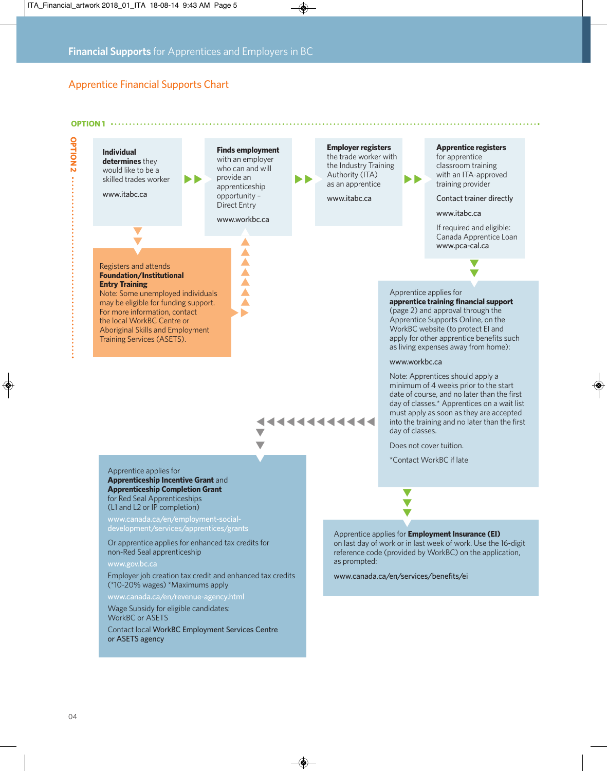## Apprentice Financial Supports Chart

**OPTION 1**

**Individual determines** they would like to be a skilled trades worker

www.itabc.ca

**Finds employment** with an employer who can and will provide an apprenticeship opportunity – Direct Entry

www.workbc.ca

**Employer registers** the trade worker with the Industry Training Authority (ITA) as an apprentice

www.itabc.ca

**Apprentice registers** for apprentice classroom training with an ITA-approved training provider

Contact trainer directly

www.itabc.ca

If required and eligible: Canada Apprentice Loan www.pca-cal.ca

**OPTION 2**

Registers and attends **Foundation/Institutional Entry Training**

Note: Some unemployed individuals may be eligible for funding support. For more information, contact the local WorkBC Centre or Aboriginal Skills and Employment Training Services (ASETS).

Apprentice applies for **apprentice training financial support** (page 2) and approval through the Apprentice Supports Online, on the WorkBC website (to protect EI and apply for other apprentice benefits such as living expenses away from home):

www.workbc.ca

Note: Apprentices should apply a minimum of 4 weeks prior to the start date of course, and no later than the first day of classes.* Apprentices on a wait list must apply as soon as they are accepted into the training and no later than the first day of classes.

Does not cover tuition.

*Contact WorkBC if late

Apprentice applies for **Employment Insurance (EI)** on last day of work or in last week of work. Use the 16-digit reference code (provided by WorkBC) on the application, as prompted:

www.canada.ca/en/services/benefits/ei

Apprentice applies for **Apprenticeship Incentive Grant** and **Apprenticeship Completion Grant** for Red Seal Apprenticeships (L1 and L2 or IP completion)

www.canada.ca/en/employment-social-development/services/apprentices/grants

Or apprentice applies for enhanced tax credits for non-Red Seal apprenticeship

www.gov.bc.ca

Employer job creation tax credit and enhanced tax credits (*10-20% wages) *Maximums apply

www.canada.ca/en/revenue-agency.html

Wage Subsidy for eligible candidates: WorkBC or ASETS

Contact local WorkBC Employment Services Centre or ASETS agency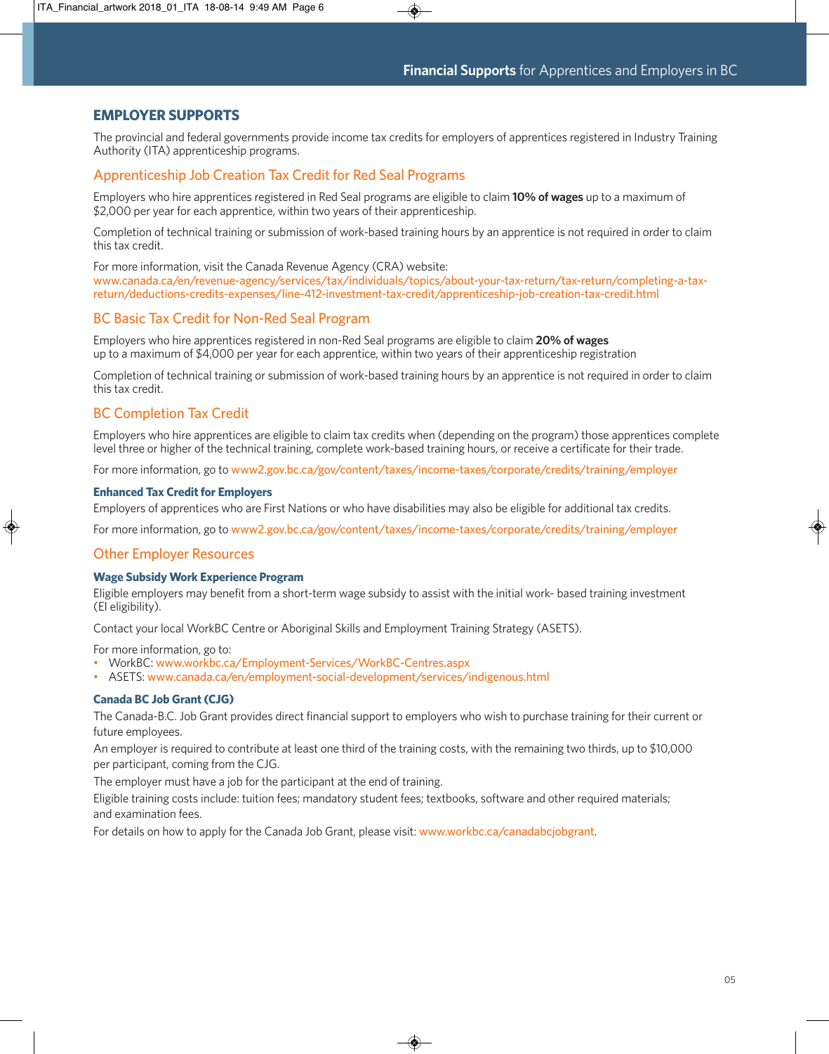## EMPLOYER SUPPORTS

The provincial and federal governments provide income tax credits for employers of apprentices registered in Industry Training Authority (ITA) apprenticeship programs.

### Apprenticeship Job Creation Tax Credit for Red Seal Programs

Employers who hire apprentices registered in Red Seal programs are eligible to claim **10% of wages** up to a maximum of $2,000 per year for each apprentice, within two years of their apprenticeship.

Completion of technical training or submission of work-based training hours by an apprentice is not required in order to claim this tax credit.

For more information, visit the Canada Revenue Agency (CRA) website:
www.canada.ca/en/revenue-agency/services/tax/individuals/topics/about-your-tax-return/tax-return/completing-a-tax-return/deductions-credits-expenses/line-412-investment-tax-credit/apprenticeship-job-creation-tax-credit.html

### BC Basic Tax Credit for Non-Red Seal Program

Employers who hire apprentices registered in non-Red Seal programs are eligible to claim **20% of wages** up to a maximum of $4,000 per year for each apprentice, within two years of their apprenticeship registration

Completion of technical training or submission of work-based training hours by an apprentice is not required in order to claim this tax credit.

### BC Completion Tax Credit

Employers who hire apprentices are eligible to claim tax credits when (depending on the program) those apprentices complete level three or higher of the technical training, complete work-based training hours, or receive a certificate for their trade.

For more information, go to www2.gov.bc.ca/gov/content/taxes/income-taxes/corporate/credits/training/employer

#### Enhanced Tax Credit for Employers

Employers of apprentices who are First Nations or who have disabilities may also be eligible for additional tax credits.

For more information, go to www2.gov.bc.ca/gov/content/taxes/income-taxes/corporate/credits/training/employer

### Other Employer Resources

#### Wage Subsidy Work Experience Program

Eligible employers may benefit from a short-term wage subsidy to assist with the initial work- based training investment (EI eligibility).

Contact your local WorkBC Centre or Aboriginal Skills and Employment Training Strategy (ASETS).

For more information, go to:

- WorkBC: www.workbc.ca/Employment-Services/WorkBC-Centres.aspx
- ASETS: www.canada.ca/en/employment-social-development/services/indigenous.html

#### Canada BC Job Grant (CJG)

The Canada-B.C. Job Grant provides direct financial support to employers who wish to purchase training for their current or future employees.

An employer is required to contribute at least one third of the training costs, with the remaining two thirds, up to $10,000 per participant, coming from the CJG.

The employer must have a job for the participant at the end of training.

Eligible training costs include: tuition fees; mandatory student fees; textbooks, software and other required materials; and examination fees.

For details on how to apply for the Canada Job Grant, please visit: www.workbc.ca/canadabcjobgrant.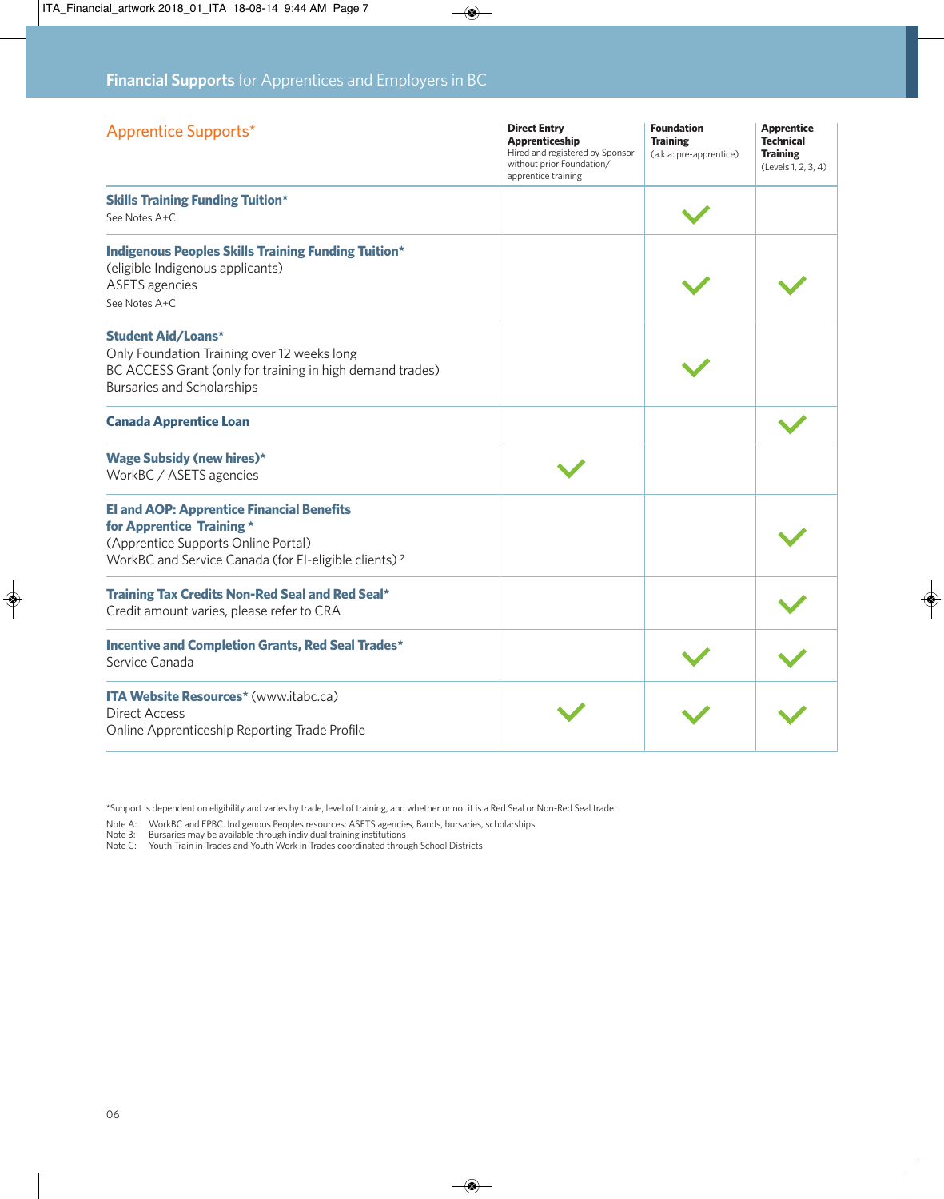## Financial Supports for Apprentices and Employers in BC

| Apprentice Supports* | **Direct Entry Apprenticeship** Hired and registered by Sponsor without prior Foundation/ apprentice training | **Foundation Training** (a.k.a: pre-apprentice) | **Apprentice Technical Training** (Levels 1, 2, 3, 4) |
|---|---|---|---|
| **Skills Training Funding Tuition*** See Notes A+C | | ✓ | |
| **Indigenous Peoples Skills Training Funding Tuition*** (eligible Indigenous applicants) ASETS agencies See Notes A+C | | ✓ | ✓ |
| **Student Aid/Loans*** Only Foundation Training over 12 weeks long BC ACCESS Grant (only for training in high demand trades) Bursaries and Scholarships | | ✓ | |
| **Canada Apprentice Loan** | | | ✓ |
| **Wage Subsidy (new hires)*** WorkBC / ASETS agencies | ✓ | | |
| **EI and AOP: Apprentice Financial Benefits for Apprentice Training *** (Apprentice Supports Online Portal) WorkBC and Service Canada (for EI-eligible clients) [2] | | | ✓ |
| **Training Tax Credits Non-Red Seal and Red Seal*** Credit amount varies, please refer to CRA | | | ✓ |
| **Incentive and Completion Grants, Red Seal Trades*** Service Canada | | ✓ | ✓ |
| **ITA Website Resources*** (www.itabc.ca) Direct Access Online Apprenticeship Reporting Trade Profile | ✓ | ✓ | ✓ |

*Support is dependent on eligibility and varies by trade, level of training, and whether or not it is a Red Seal or Non-Red Seal trade.

Note A: WorkBC and EPBC. Indigenous Peoples resources: ASETS agencies, Bands, bursaries, scholarships
Note B: Bursaries may be available through individual training institutions
Note C: Youth Train in Trades and Youth Work in Trades coordinated through School Districts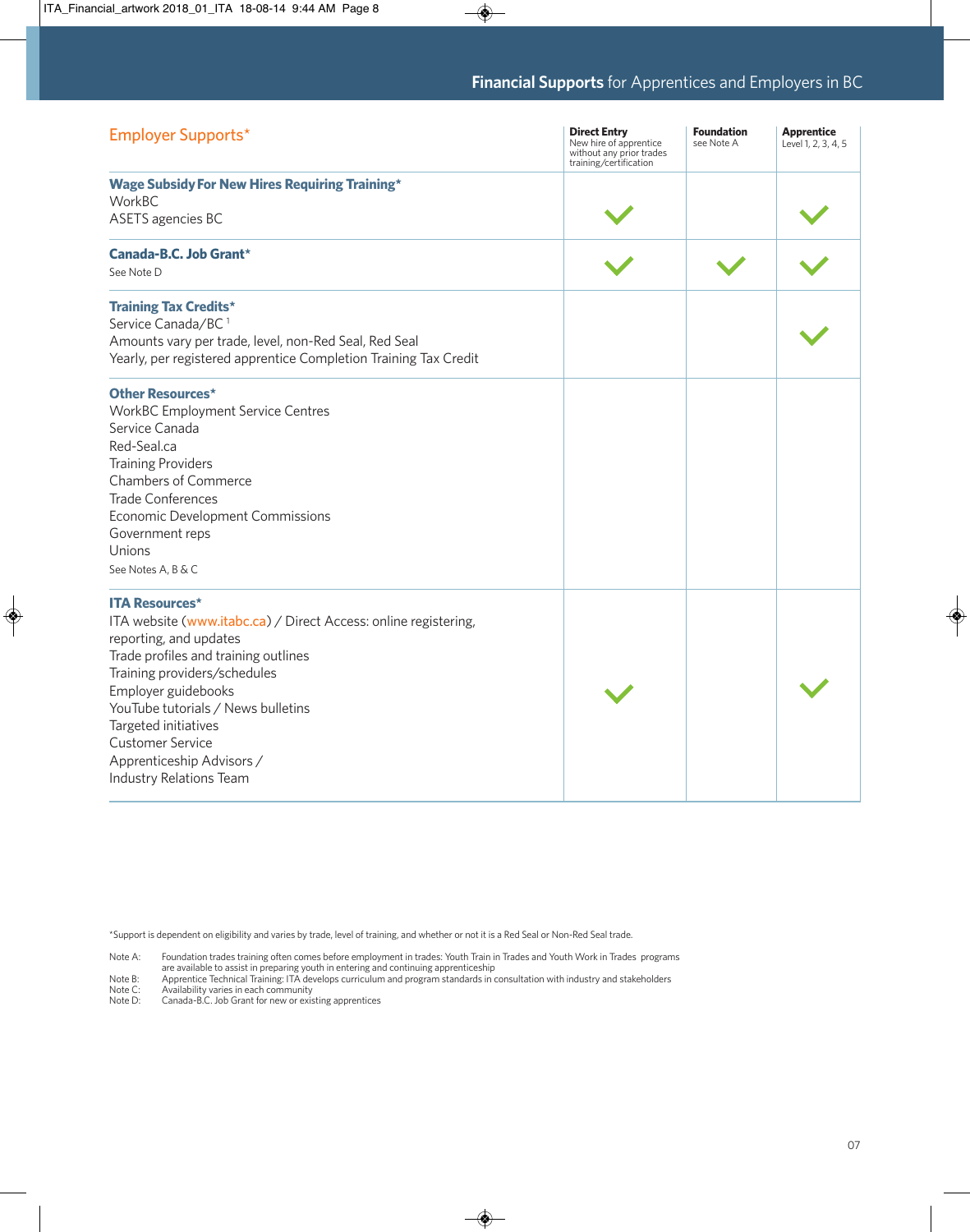## Financial Supports for Apprentices and Employers in BC

| Employer Supports* | Direct Entry<br>New hire of apprentice without any prior trades training/certification | Foundation<br>see Note A | Apprentice<br>Level 1, 2, 3, 4, 5 |
|---|---|---|---|
| **Wage Subsidy For New Hires Requiring Training***<br>WorkBC<br>ASETS agencies BC | ✓ | | ✓ |
| **Canada-B.C. Job Grant***<br>See Note D | ✓ | ✓ | ✓ |
| **Training Tax Credits***<br>Service Canada/BC [1]<br>Amounts vary per trade, level, non-Red Seal, Red Seal<br>Yearly, per registered apprentice Completion Training Tax Credit | | | ✓ |
| **Other Resources***<br>WorkBC Employment Service Centres<br>Service Canada<br>Red-Seal.ca<br>Training Providers<br>Chambers of Commerce<br>Trade Conferences<br>Economic Development Commissions<br>Government reps<br>Unions<br>See Notes A, B & C | | | |
| **ITA Resources***<br>ITA website (www.itabc.ca) / Direct Access: online registering, reporting, and updates<br>Trade profiles and training outlines<br>Training providers/schedules<br>Employer guidebooks<br>YouTube tutorials / News bulletins<br>Targeted initiatives<br>Customer Service<br>Apprenticeship Advisors / Industry Relations Team | ✓ | | ✓ |

*Support is dependent on eligibility and varies by trade, level of training, and whether or not it is a Red Seal or Non-Red Seal trade.

Note A: Foundation trades training often comes before employment in trades: Youth Train in Trades and Youth Work in Trades programs are available to assist in preparing youth in entering and continuing apprenticeship

Note B: Apprentice Technical Training: ITA develops curriculum and program standards in consultation with industry and stakeholders

Note C: Availability varies in each community

Note D: Canada-B.C. Job Grant for new or existing apprentices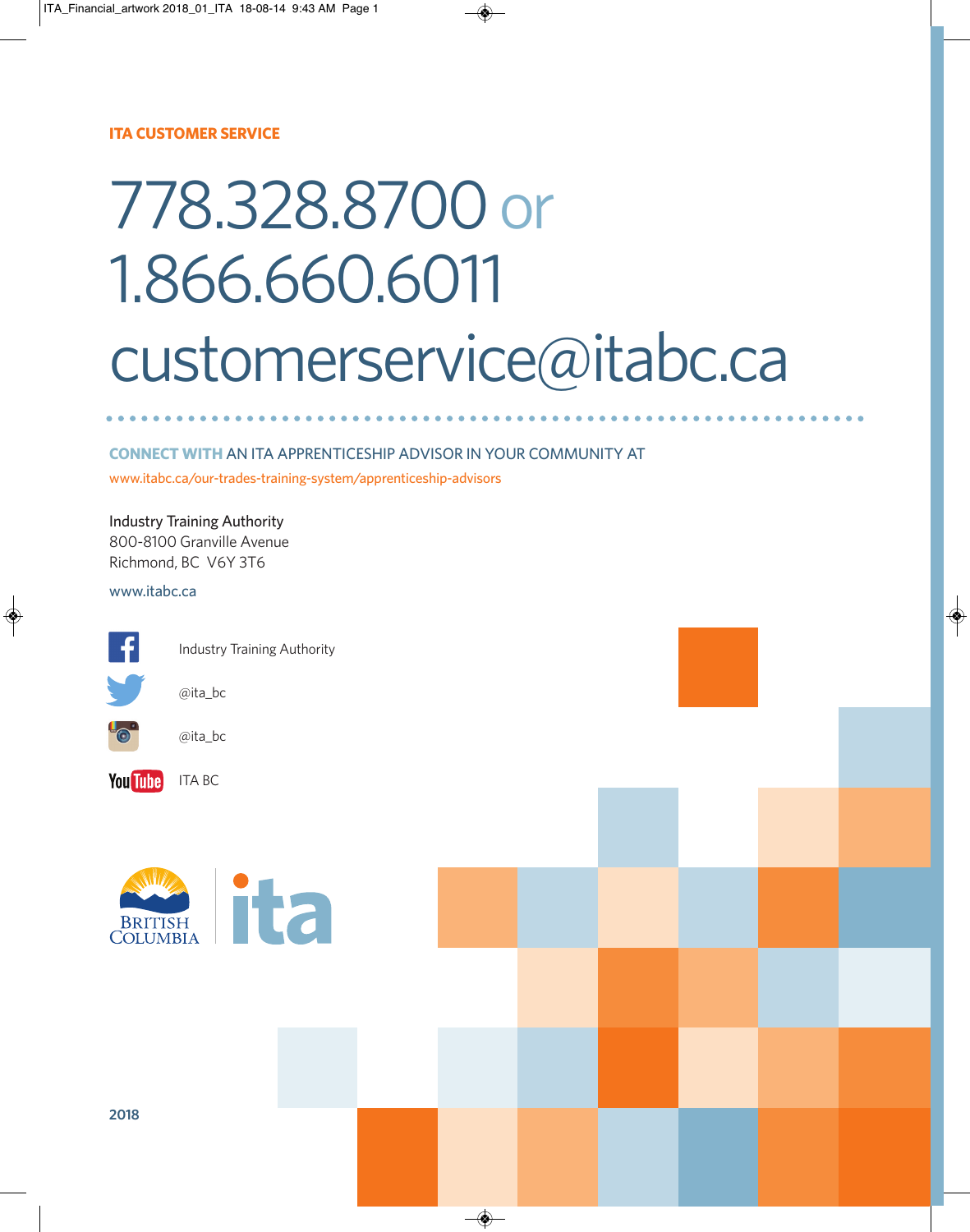**ITA CUSTOMER SERVICE**

# 778.328.8700 or 1.866.660.6011

# customerservice@itabc.ca

**CONNECT WITH** AN ITA APPRENTICESHIP ADVISOR IN YOUR COMMUNITY AT

www.itabc.ca/our-trades-training-system/apprenticeship-advisors

Industry Training Authority
800-8100 Granville Avenue
Richmond, BC  V6Y 3T6

www.itabc.ca

Industry Training Authority

@ita_bc

@ita_bc

ITA BC

BRITISH COLUMBIA

ita

**2018**